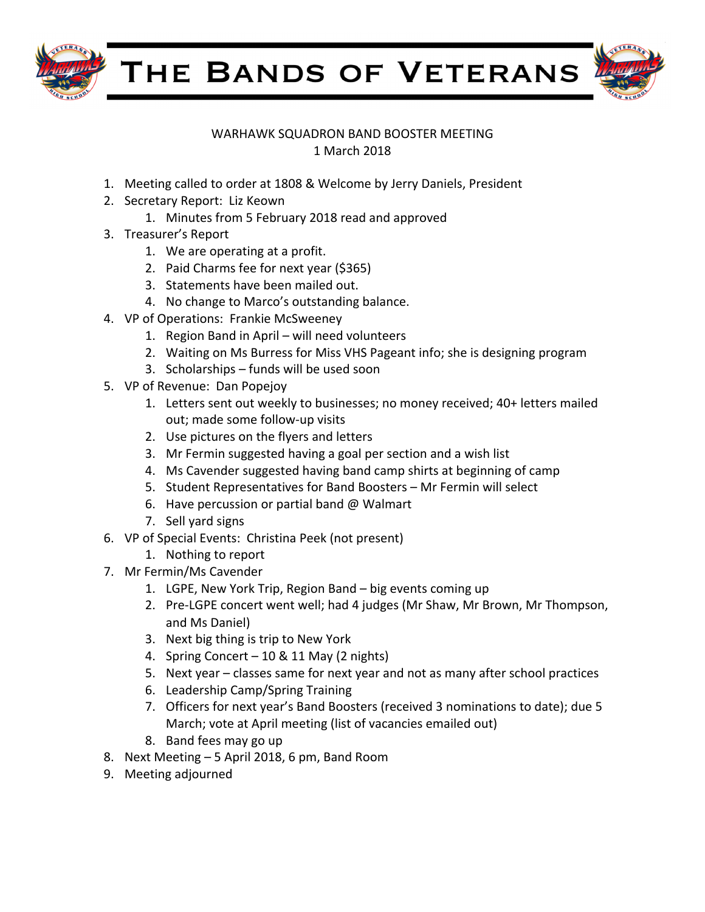# The Bands of Veterans

WARHAWK SQUADRON BAND BOOSTER MEETING
1 March 2018

1. Meeting called to order at 1808 & Welcome by Jerry Daniels, President
2. Secretary Report: Liz Keown
    1. Minutes from 5 February 2018 read and approved
3. Treasurer's Report
    1. We are operating at a profit.
    2. Paid Charms fee for next year ($365)
    3. Statements have been mailed out.
    4. No change to Marco's outstanding balance.
4. VP of Operations: Frankie McSweeney
    1. Region Band in April – will need volunteers
    2. Waiting on Ms Burress for Miss VHS Pageant info; she is designing program
    3. Scholarships – funds will be used soon
5. VP of Revenue: Dan Popejoy
    1. Letters sent out weekly to businesses; no money received; 40+ letters mailed out; made some follow-up visits
    2. Use pictures on the flyers and letters
    3. Mr Fermin suggested having a goal per section and a wish list
    4. Ms Cavender suggested having band camp shirts at beginning of camp
    5. Student Representatives for Band Boosters – Mr Fermin will select
    6. Have percussion or partial band @ Walmart
    7. Sell yard signs
6. VP of Special Events: Christina Peek (not present)
    1. Nothing to report
7. Mr Fermin/Ms Cavender
    1. LGPE, New York Trip, Region Band – big events coming up
    2. Pre-LGPE concert went well; had 4 judges (Mr Shaw, Mr Brown, Mr Thompson, and Ms Daniel)
    3. Next big thing is trip to New York
    4. Spring Concert – 10 & 11 May (2 nights)
    5. Next year – classes same for next year and not as many after school practices
    6. Leadership Camp/Spring Training
    7. Officers for next year's Band Boosters (received 3 nominations to date); due 5 March; vote at April meeting (list of vacancies emailed out)
    8. Band fees may go up
8. Next Meeting – 5 April 2018, 6 pm, Band Room
9. Meeting adjourned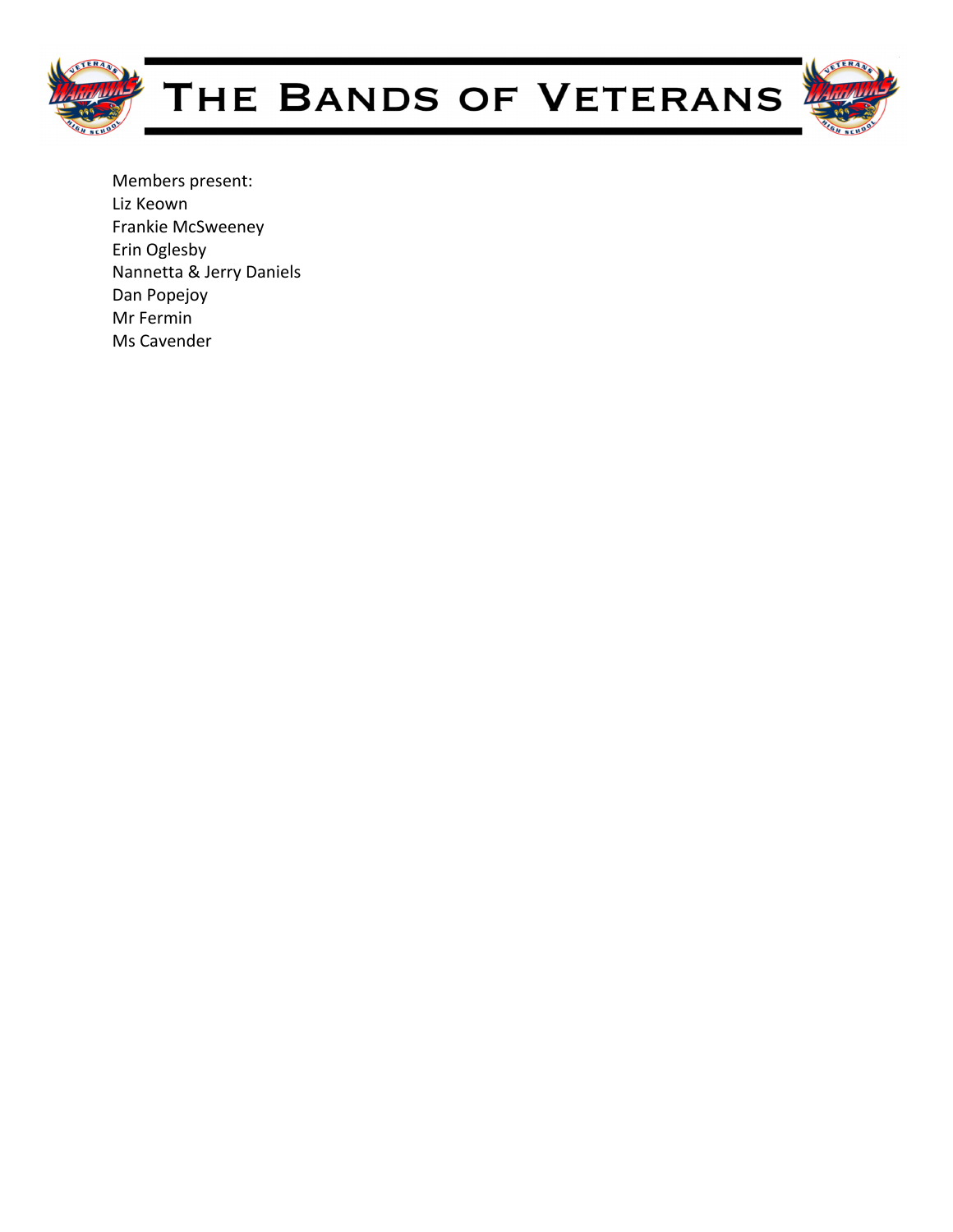Members present:
Liz Keown
Frankie McSweeney
Erin Oglesby
Nannetta & Jerry Daniels
Dan Popejoy
Mr Fermin
Ms Cavender